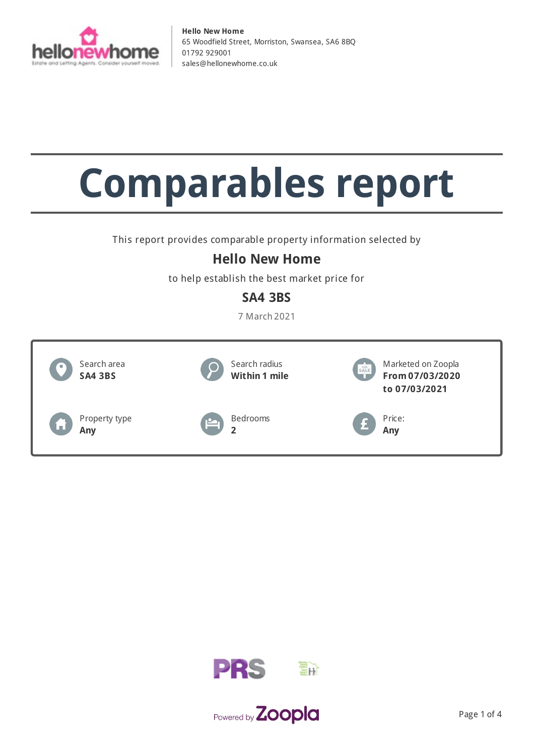**Hello New Home**
65 Woodfield Street, Morriston, Swansea, SA6 8BQ
01792 929001
sales@hellonewhome.co.uk

# Comparables report

This report provides comparable property information selected by

## Hello New Home

to help establish the best market price for

## SA4 3BS

7 March 2021

| | | |
|---|---|---|
| Search area<br>**SA4 3BS** | Search radius<br>**Within 1 mile** | Marketed on Zoopla<br>**From 07/03/2020 to 07/03/2021** |
| Property type<br>**Any** | Bedrooms<br>**2** | Price:<br>**Any** |

Powered by Zoopla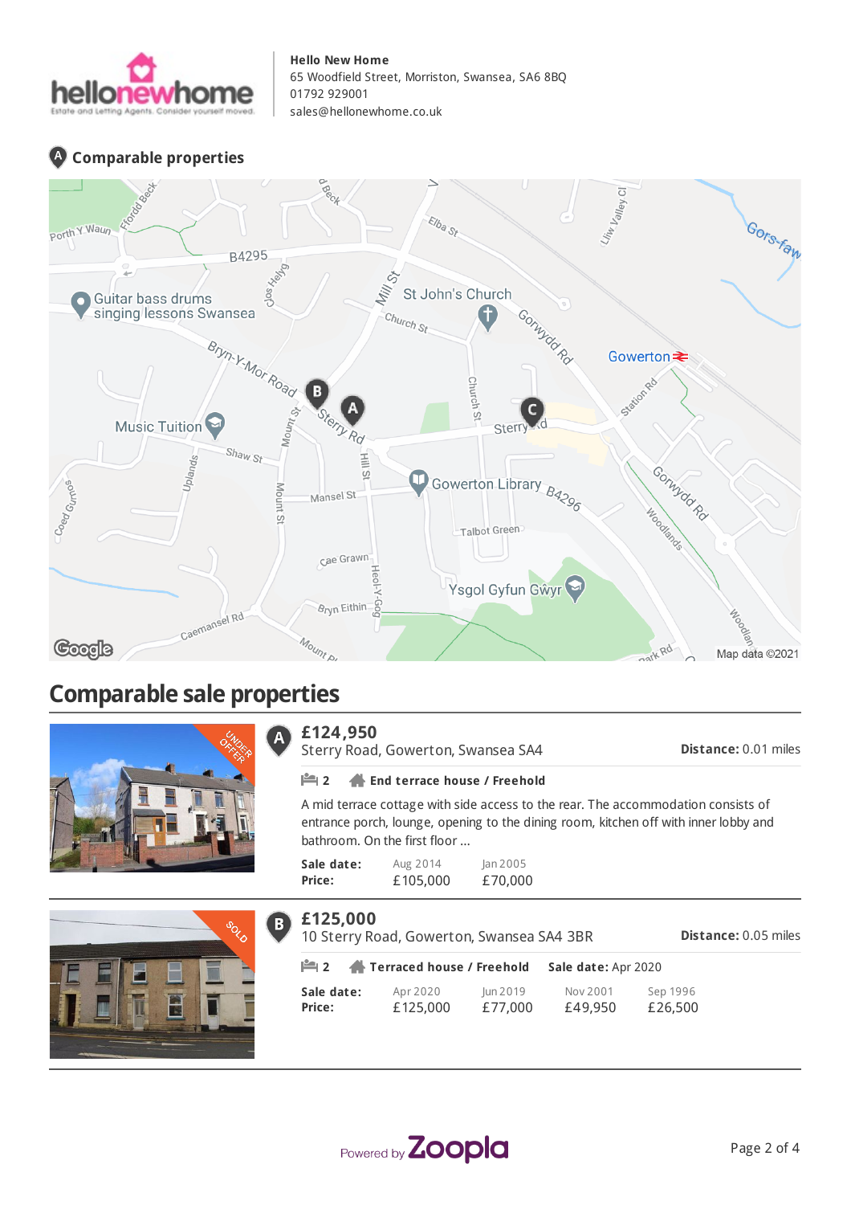**Hello New Home**
65 Woodfield Street, Morriston, Swansea, SA6 8BQ
01792 929001
sales@hellonewhome.co.uk

## Comparable properties

# Comparable sale properties

### A — £124,950

Sterry Road, Gowerton, Swansea SA4

**Distance:** 0.01 miles

UNDER OFFER

2 | **End terrace house / Freehold**

A mid terrace cottage with side access to the rear. The accommodation consists of entrance porch, lounge, opening to the dining room, kitchen off with inner lobby and bathroom. On the first floor ...

| **Sale date:** | Aug 2014 | Jan 2005 |
|---|---|---|
| **Price:** | £105,000 | £70,000 |

### B — £125,000

10 Sterry Road, Gowerton, Swansea SA4 3BR

**Distance:** 0.05 miles

SOLD

2 | **Terraced house / Freehold** | **Sale date:** Apr 2020

| **Sale date:** | Apr 2020 | Jun 2019 | Nov 2001 | Sep 1996 |
|---|---|---|---|---|
| **Price:** | £125,000 | £77,000 | £49,950 | £26,500 |

Powered by Zoopla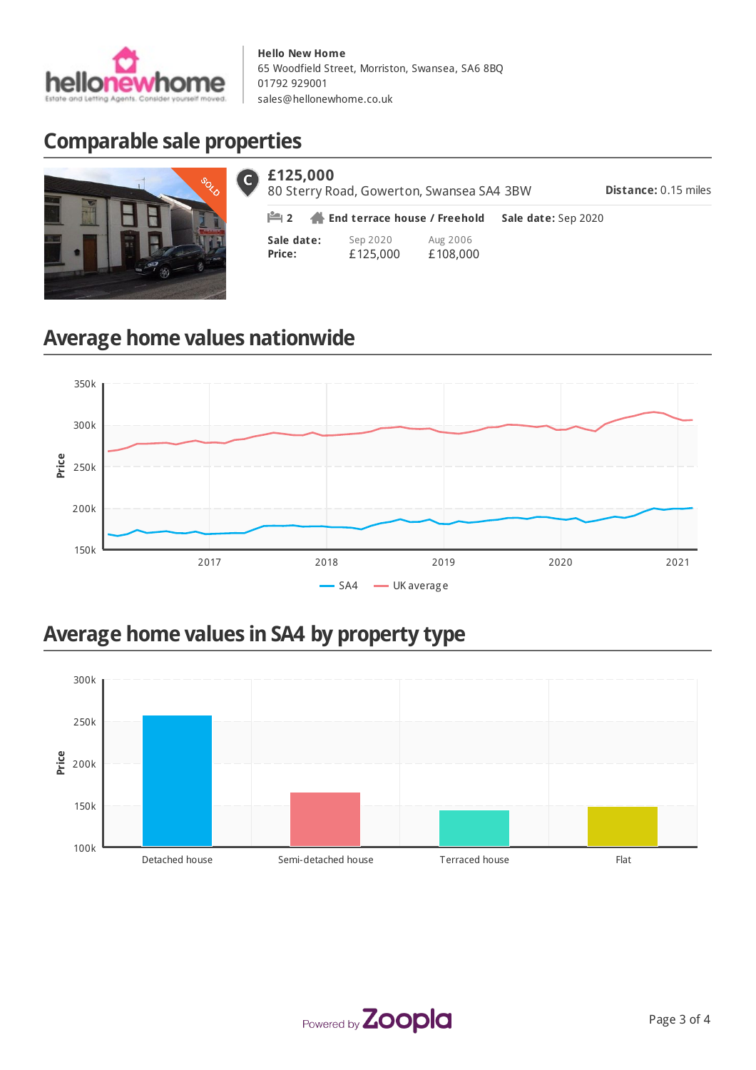**Hello New Home**
65 Woodfield Street, Morriston, Swansea, SA6 8BQ
01792 929001
sales@hellonewhome.co.uk

## Comparable sale properties

**£125,000**
80 Sterry Road, Gowerton, Swansea SA4 3BW

**Distance:** 0.15 miles

2 | **End terrace house / Freehold** | **Sale date:** Sep 2020

| **Sale date:** | Sep 2020 | Aug 2006 |
|---|---|---|
| **Price:** | £125,000 | £108,000 |

## Average home values nationwide

| Year | SA4 | UK average |
|---|---|---|
| 2017 | ~170k | ~280k |
| 2018 | ~178k | ~288k |
| 2019 | ~182k | ~292k |
| 2020 | ~187k | ~295k |
| 2021 | ~200k | ~310k |

## Average home values in SA4 by property type

| Property type | Price |
|---|---|
| Detached house | ~257k |
| Semi-detached house | ~165k |
| Terraced house | ~143k |
| Flat | ~148k |

Powered by Zoopla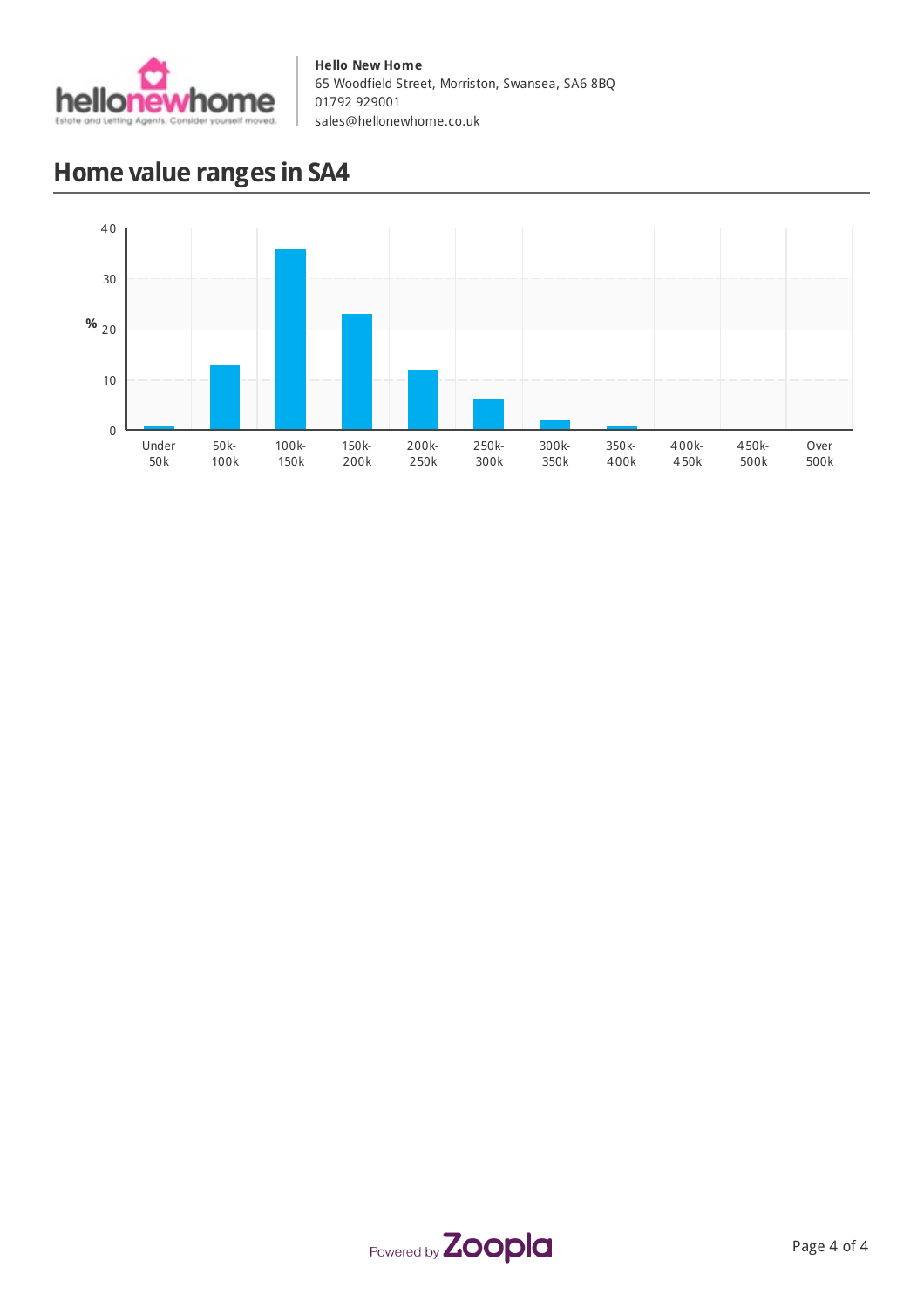Hello New Home
65 Woodfield Street, Morriston, Swansea, SA6 8BQ
01792 929001
sales@hellonewhome.co.uk

# Home value ranges in SA4

%

40
30
20
10
0

Under 50k
50k-100k
100k-150k
150k-200k
200k-250k
250k-300k
300k-350k
350k-400k
400k-450k
450k-500k
Over 500k

Powered by Zoopla